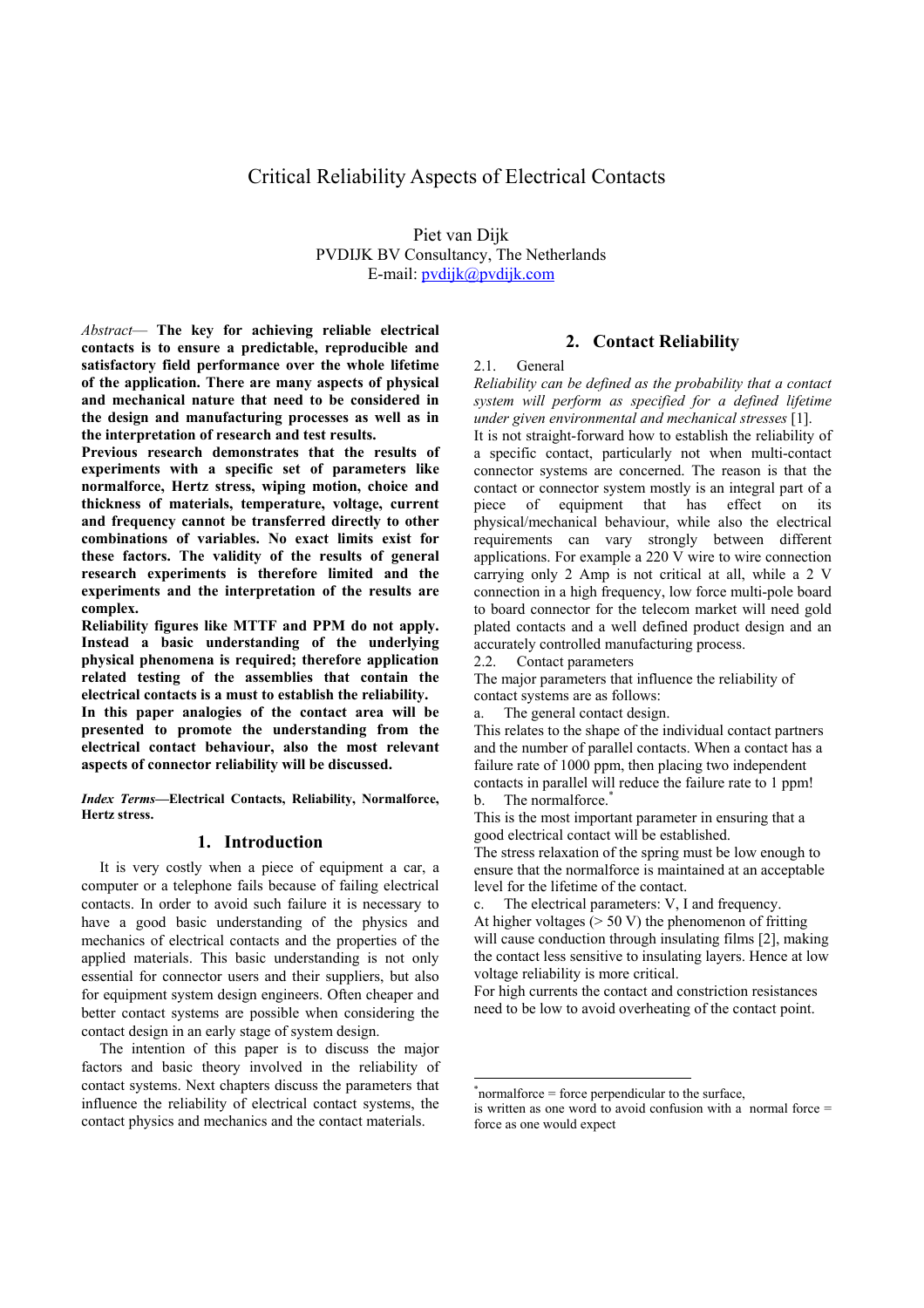# Critical Reliability Aspects of Electrical Contacts

Piet van Dijk
PVDIJK BV Consultancy, The Netherlands
E-mail: pvdijk@pvdijk.com

*Abstract*— **The key for achieving reliable electrical contacts is to ensure a predictable, reproducible and satisfactory field performance over the whole lifetime of the application. There are many aspects of physical and mechanical nature that need to be considered in the design and manufacturing processes as well as in the interpretation of research and test results.**

**Previous research demonstrates that the results of experiments with a specific set of parameters like normalforce, Hertz stress, wiping motion, choice and thickness of materials, temperature, voltage, current and frequency cannot be transferred directly to other combinations of variables. No exact limits exist for these factors. The validity of the results of general research experiments is therefore limited and the experiments and the interpretation of the results are complex.**

**Reliability figures like MTTF and PPM do not apply. Instead a basic understanding of the underlying physical phenomena is required; therefore application related testing of the assemblies that contain the electrical contacts is a must to establish the reliability.**

**In this paper analogies of the contact area will be presented to promote the understanding from the electrical contact behaviour, also the most relevant aspects of connector reliability will be discussed.**

***Index Terms*—Electrical Contacts, Reliability, Normalforce, Hertz stress.**

## 1. Introduction

It is very costly when a piece of equipment a car, a computer or a telephone fails because of failing electrical contacts. In order to avoid such failure it is necessary to have a good basic understanding of the physics and mechanics of electrical contacts and the properties of the applied materials. This basic understanding is not only essential for connector users and their suppliers, but also for equipment system design engineers. Often cheaper and better contact systems are possible when considering the contact design in an early stage of system design.

The intention of this paper is to discuss the major factors and basic theory involved in the reliability of contact systems. Next chapters discuss the parameters that influence the reliability of electrical contact systems, the contact physics and mechanics and the contact materials.

## 2. Contact Reliability

### 2.1. General

*Reliability can be defined as the probability that a contact system will perform as specified for a defined lifetime under given environmental and mechanical stresses* [1].

It is not straight-forward how to establish the reliability of a specific contact, particularly not when multi-contact connector systems are concerned. The reason is that the contact or connector system mostly is an integral part of a piece of equipment that has effect on its physical/mechanical behaviour, while also the electrical requirements can vary strongly between different applications. For example a 220 V wire to wire connection carrying only 2 Amp is not critical at all, while a 2 V connection in a high frequency, low force multi-pole board to board connector for the telecom market will need gold plated contacts and a well defined product design and an accurately controlled manufacturing process.

### 2.2. Contact parameters

The major parameters that influence the reliability of contact systems are as follows:

a. The general contact design.

This relates to the shape of the individual contact partners and the number of parallel contacts. When a contact has a failure rate of 1000 ppm, then placing two independent contacts in parallel will reduce the failure rate to 1 ppm!

b. The normalforce.*

This is the most important parameter in ensuring that a good electrical contact will be established.

The stress relaxation of the spring must be low enough to ensure that the normalforce is maintained at an acceptable level for the lifetime of the contact.

c. The electrical parameters: V, I and frequency.

At higher voltages (> 50 V) the phenomenon of fritting will cause conduction through insulating films [2], making the contact less sensitive to insulating layers. Hence at low voltage reliability is more critical.

For high currents the contact and constriction resistances need to be low to avoid overheating of the contact point.

---

*normalforce = force perpendicular to the surface, is written as one word to avoid confusion with a normal force = force as one would expect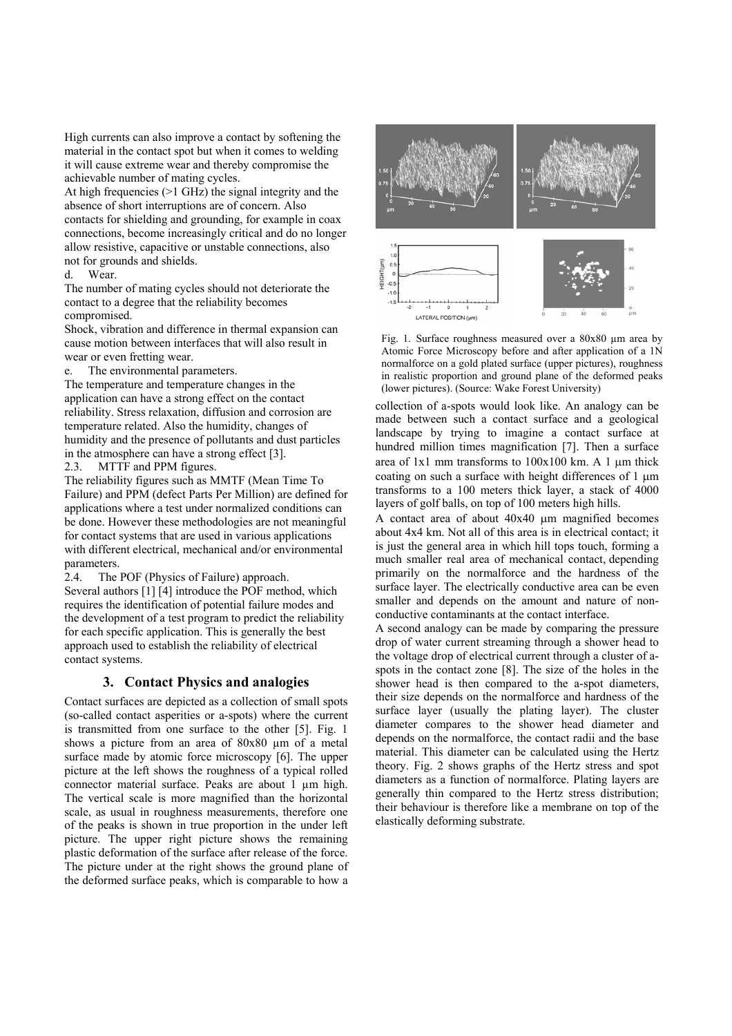High currents can also improve a contact by softening the material in the contact spot but when it comes to welding it will cause extreme wear and thereby compromise the achievable number of mating cycles.

At high frequencies (>1 GHz) the signal integrity and the absence of short interruptions are of concern. Also contacts for shielding and grounding, for example in coax connections, become increasingly critical and do no longer allow resistive, capacitive or unstable connections, also not for grounds and shields.

d. Wear.

The number of mating cycles should not deteriorate the contact to a degree that the reliability becomes compromised.

Shock, vibration and difference in thermal expansion can cause motion between interfaces that will also result in wear or even fretting wear.

e. The environmental parameters.

The temperature and temperature changes in the application can have a strong effect on the contact reliability. Stress relaxation, diffusion and corrosion are temperature related. Also the humidity, changes of humidity and the presence of pollutants and dust particles in the atmosphere can have a strong effect [3].

2.3. MTTF and PPM figures.

The reliability figures such as MMTF (Mean Time To Failure) and PPM (defect Parts Per Million) are defined for applications where a test under normalized conditions can be done. However these methodologies are not meaningful for contact systems that are used in various applications with different electrical, mechanical and/or environmental parameters.

2.4. The POF (Physics of Failure) approach.

Several authors [1] [4] introduce the POF method, which requires the identification of potential failure modes and the development of a test program to predict the reliability for each specific application. This is generally the best approach used to establish the reliability of electrical contact systems.

## 3. Contact Physics and analogies

Contact surfaces are depicted as a collection of small spots (so-called contact asperities or a-spots) where the current is transmitted from one surface to the other [5]. Fig. 1 shows a picture from an area of 80x80 µm of a metal surface made by atomic force microscopy [6]. The upper picture at the left shows the roughness of a typical rolled connector material surface. Peaks are about 1 µm high. The vertical scale is more magnified than the horizontal scale, as usual in roughness measurements, therefore one of the peaks is shown in true proportion in the under left picture. The upper right picture shows the remaining plastic deformation of the surface after release of the force. The picture under at the right shows the ground plane of the deformed surface peaks, which is comparable to how a collection of a-spots would look like. An analogy can be made between such a contact surface and a geological landscape by trying to imagine a contact surface at hundred million times magnification [7]. Then a surface area of 1x1 mm transforms to 100x100 km. A 1 µm thick coating on such a surface with height differences of 1 µm transforms to a 100 meters thick layer, a stack of 4000 layers of golf balls, on top of 100 meters high hills.

Fig. 1. Surface roughness measured over a 80x80 µm area by Atomic Force Microscopy before and after application of a 1N normalforce on a gold plated surface (upper pictures), roughness in realistic proportion and ground plane of the deformed peaks (lower pictures). (Source: Wake Forest University)

A contact area of about 40x40 µm magnified becomes about 4x4 km. Not all of this area is in electrical contact; it is just the general area in which hill tops touch, forming a much smaller real area of mechanical contact, depending primarily on the normalforce and the hardness of the surface layer. The electrically conductive area can be even smaller and depends on the amount and nature of non-conductive contaminants at the contact interface.

A second analogy can be made by comparing the pressure drop of water current streaming through a shower head to the voltage drop of electrical current through a cluster of a-spots in the contact zone [8]. The size of the holes in the shower head is then compared to the a-spot diameters, their size depends on the normalforce and hardness of the surface layer (usually the plating layer). The cluster diameter compares to the shower head diameter and depends on the normalforce, the contact radii and the base material. This diameter can be calculated using the Hertz theory. Fig. 2 shows graphs of the Hertz stress and spot diameters as a function of normalforce. Plating layers are generally thin compared to the Hertz stress distribution; their behaviour is therefore like a membrane on top of the elastically deforming substrate.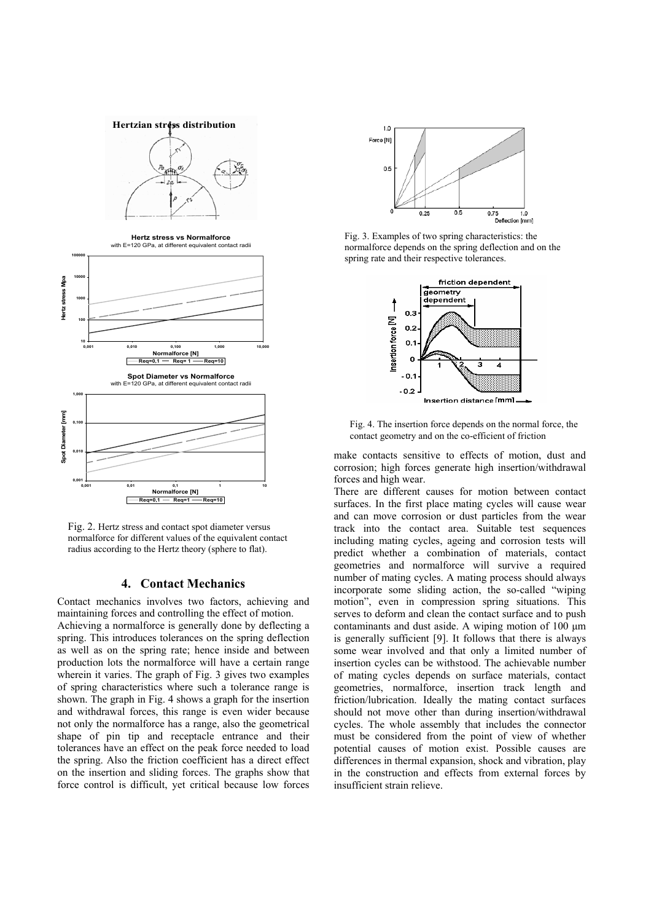Fig. 2. Hertz stress and contact spot diameter versus normalforce for different values of the equivalent contact radius according to the Hertz theory (sphere to flat).

## 4. Contact Mechanics

Contact mechanics involves two factors, achieving and maintaining forces and controlling the effect of motion.

Achieving a normalforce is generally done by deflecting a spring. This introduces tolerances on the spring deflection as well as on the spring rate; hence inside and between production lots the normalforce will have a certain range wherein it varies. The graph of Fig. 3 gives two examples of spring characteristics where such a tolerance range is shown. The graph in Fig. 4 shows a graph for the insertion and withdrawal forces, this range is even wider because not only the normalforce has a range, also the geometrical shape of pin tip and receptacle entrance and their tolerances have an effect on the peak force needed to load the spring. Also the friction coefficient has a direct effect on the insertion and sliding forces. The graphs show that force control is difficult, yet critical because low forces make contacts sensitive to effects of motion, dust and corrosion; high forces generate high insertion/withdrawal forces and high wear.

Fig. 3. Examples of two spring characteristics: the normalforce depends on the spring deflection and on the spring rate and their respective tolerances.

Fig. 4. The insertion force depends on the normal force, the contact geometry and on the co-efficient of friction

There are different causes for motion between contact surfaces. In the first place mating cycles will cause wear and can move corrosion or dust particles from the wear track into the contact area. Suitable test sequences including mating cycles, ageing and corrosion tests will predict whether a combination of materials, contact geometries and normalforce will survive a required number of mating cycles. A mating process should always incorporate some sliding action, the so-called "wiping motion", even in compression spring situations. This serves to deform and clean the contact surface and to push contaminants and dust aside. A wiping motion of 100 µm is generally sufficient [9]. It follows that there is always some wear involved and that only a limited number of insertion cycles can be withstood. The achievable number of mating cycles depends on surface materials, contact geometries, normalforce, insertion track length and friction/lubrication. Ideally the mating contact surfaces should not move other than during insertion/withdrawal cycles. The whole assembly that includes the connector must be considered from the point of view of whether potential causes of motion exist. Possible causes are differences in thermal expansion, shock and vibration, play in the construction and effects from external forces by insufficient strain relieve.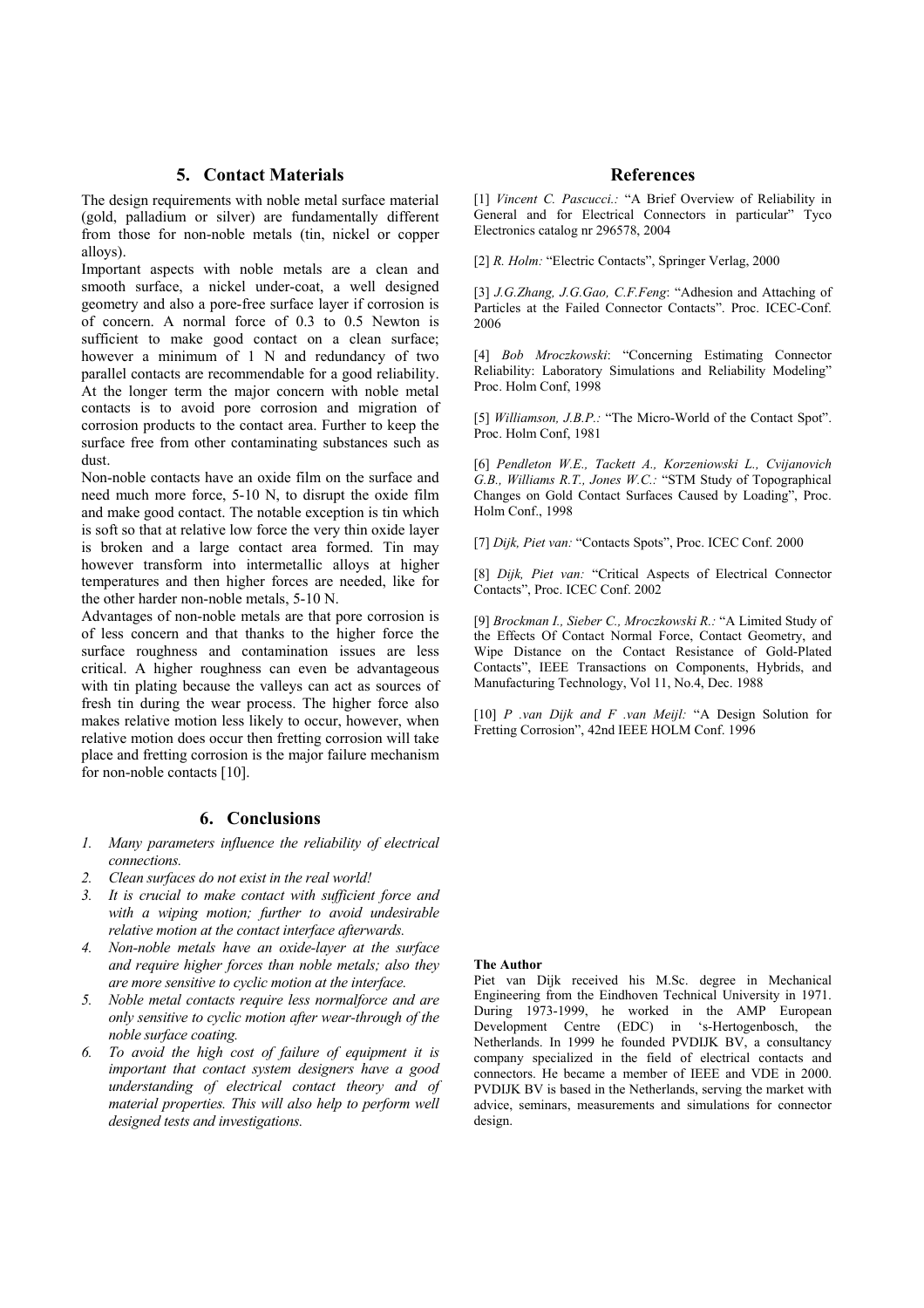## 5. Contact Materials

The design requirements with noble metal surface material (gold, palladium or silver) are fundamentally different from those for non-noble metals (tin, nickel or copper alloys).

Important aspects with noble metals are a clean and smooth surface, a nickel under-coat, a well designed geometry and also a pore-free surface layer if corrosion is of concern. A normal force of 0.3 to 0.5 Newton is sufficient to make good contact on a clean surface; however a minimum of 1 N and redundancy of two parallel contacts are recommendable for a good reliability. At the longer term the major concern with noble metal contacts is to avoid pore corrosion and migration of corrosion products to the contact area. Further to keep the surface free from other contaminating substances such as dust.

Non-noble contacts have an oxide film on the surface and need much more force, 5-10 N, to disrupt the oxide film and make good contact. The notable exception is tin which is soft so that at relative low force the very thin oxide layer is broken and a large contact area formed. Tin may however transform into intermetallic alloys at higher temperatures and then higher forces are needed, like for the other harder non-noble metals, 5-10 N.

Advantages of non-noble metals are that pore corrosion is of less concern and that thanks to the higher force the surface roughness and contamination issues are less critical. A higher roughness can even be advantageous with tin plating because the valleys can act as sources of fresh tin during the wear process. The higher force also makes relative motion less likely to occur, however, when relative motion does occur then fretting corrosion will take place and fretting corrosion is the major failure mechanism for non-noble contacts [10].

## 6. Conclusions

1. *Many parameters influence the reliability of electrical connections.*
2. *Clean surfaces do not exist in the real world!*
3. *It is crucial to make contact with sufficient force and with a wiping motion; further to avoid undesirable relative motion at the contact interface afterwards.*
4. *Non-noble metals have an oxide-layer at the surface and require higher forces than noble metals; also they are more sensitive to cyclic motion at the interface.*
5. *Noble metal contacts require less normalforce and are only sensitive to cyclic motion after wear-through of the noble surface coating.*
6. *To avoid the high cost of failure of equipment it is important that contact system designers have a good understanding of electrical contact theory and of material properties. This will also help to perform well designed tests and investigations.*

## References

[1] *Vincent C. Pascucci.:* "A Brief Overview of Reliability in General and for Electrical Connectors in particular" Tyco Electronics catalog nr 296578, 2004

[2] *R. Holm:* "Electric Contacts", Springer Verlag, 2000

[3] *J.G.Zhang, J.G.Gao, C.F.Feng*: "Adhesion and Attaching of Particles at the Failed Connector Contacts". Proc. ICEC-Conf. 2006

[4] *Bob Mroczkowski*: "Concerning Estimating Connector Reliability: Laboratory Simulations and Reliability Modeling" Proc. Holm Conf, 1998

[5] *Williamson, J.B.P.:* "The Micro-World of the Contact Spot". Proc. Holm Conf, 1981

[6] *Pendleton W.E., Tackett A., Korzeniowski L., Cvijanovich G.B., Williams R.T., Jones W.C.:* "STM Study of Topographical Changes on Gold Contact Surfaces Caused by Loading", Proc. Holm Conf., 1998

[7] *Dijk, Piet van:* "Contacts Spots", Proc. ICEC Conf. 2000

[8] *Dijk, Piet van:* "Critical Aspects of Electrical Connector Contacts", Proc. ICEC Conf. 2002

[9] *Brockman I., Sieber C., Mroczkowski R.:* "A Limited Study of the Effects Of Contact Normal Force, Contact Geometry, and Wipe Distance on the Contact Resistance of Gold-Plated Contacts", IEEE Transactions on Components, Hybrids, and Manufacturing Technology, Vol 11, No.4, Dec. 1988

[10] *P .van Dijk and F .van Meijl:* "A Design Solution for Fretting Corrosion", 42nd IEEE HOLM Conf. 1996

**The Author**

Piet van Dijk received his M.Sc. degree in Mechanical Engineering from the Eindhoven Technical University in 1971. During 1973-1999, he worked in the AMP European Development Centre (EDC) in 's-Hertogenbosch, the Netherlands. In 1999 he founded PVDIJK BV, a consultancy company specialized in the field of electrical contacts and connectors. He became a member of IEEE and VDE in 2000. PVDIJK BV is based in the Netherlands, serving the market with advice, seminars, measurements and simulations for connector design.